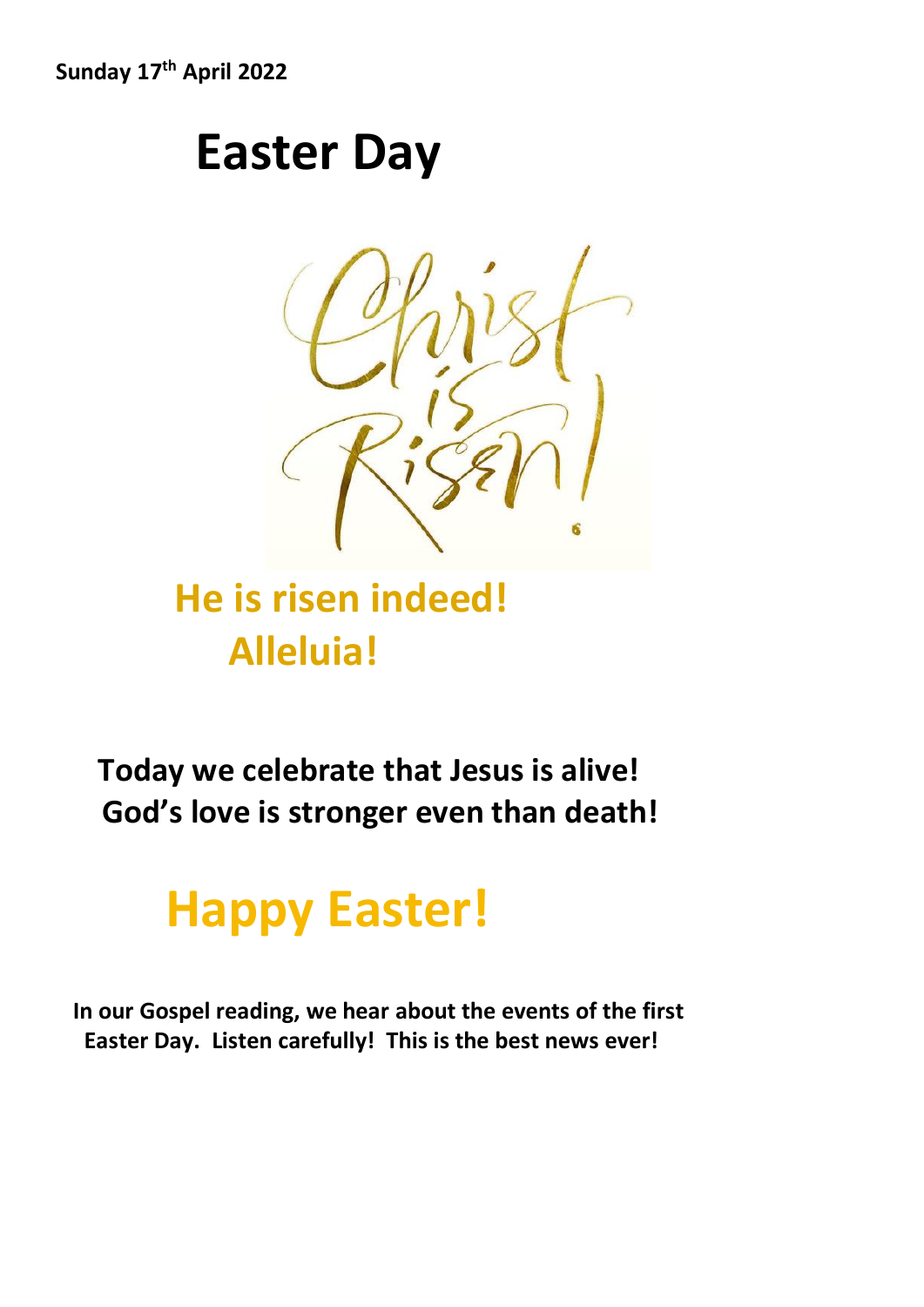**Sunday 17th April 2022**

# Easter Day

Christ is Risen!

## He is risen indeed!
## Alleluia!

**Today we celebrate that Jesus is alive!**
**God's love is stronger even than death!**

# Happy Easter!

**In our Gospel reading, we hear about the events of the first Easter Day. Listen carefully! This is the best news ever!**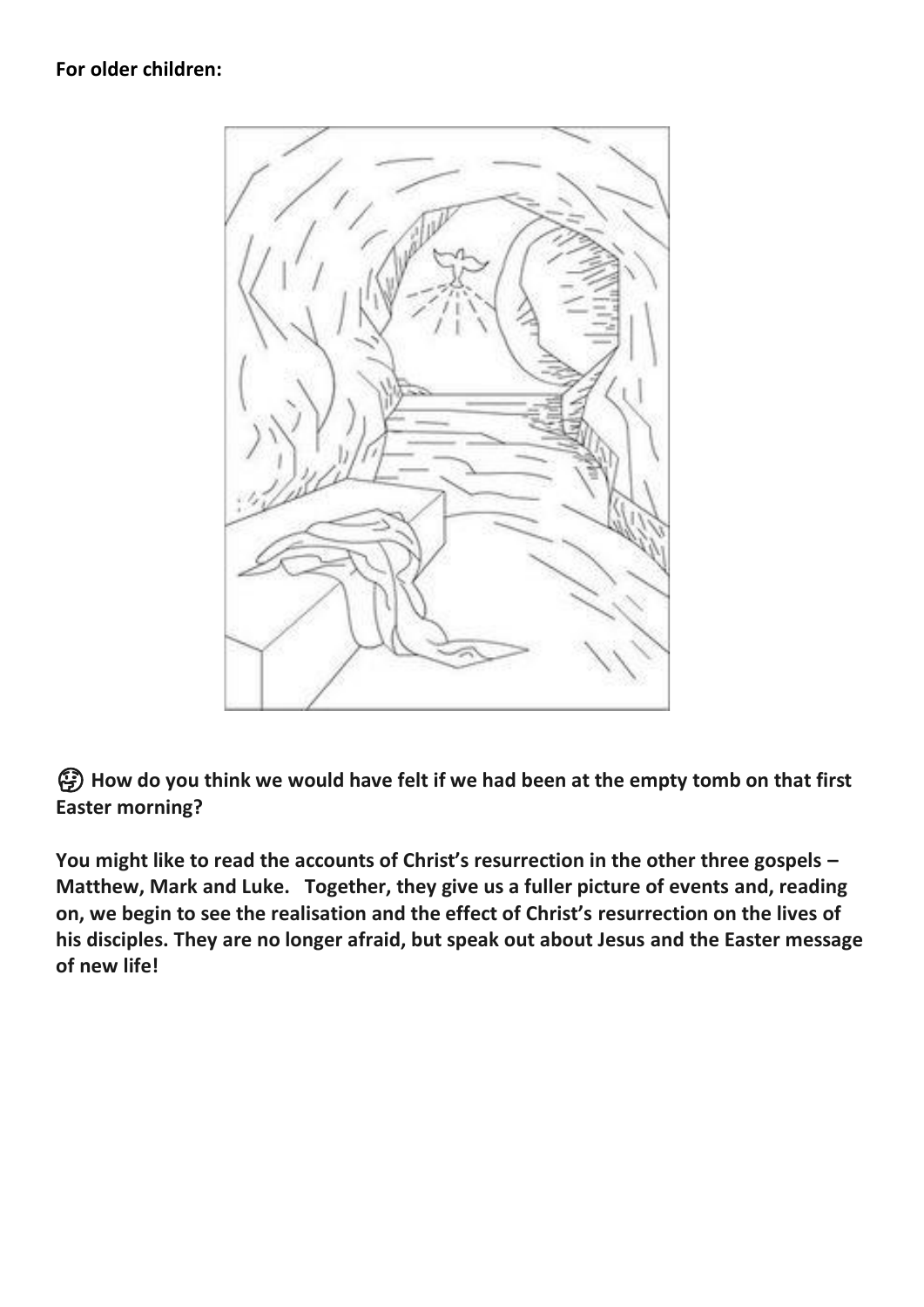**For older children:**

🤔 **How do you think we would have felt if we had been at the empty tomb on that first Easter morning?**

**You might like to read the accounts of Christ's resurrection in the other three gospels – Matthew, Mark and Luke. Together, they give us a fuller picture of events and, reading on, we begin to see the realisation and the effect of Christ's resurrection on the lives of his disciples. They are no longer afraid, but speak out about Jesus and the Easter message of new life!**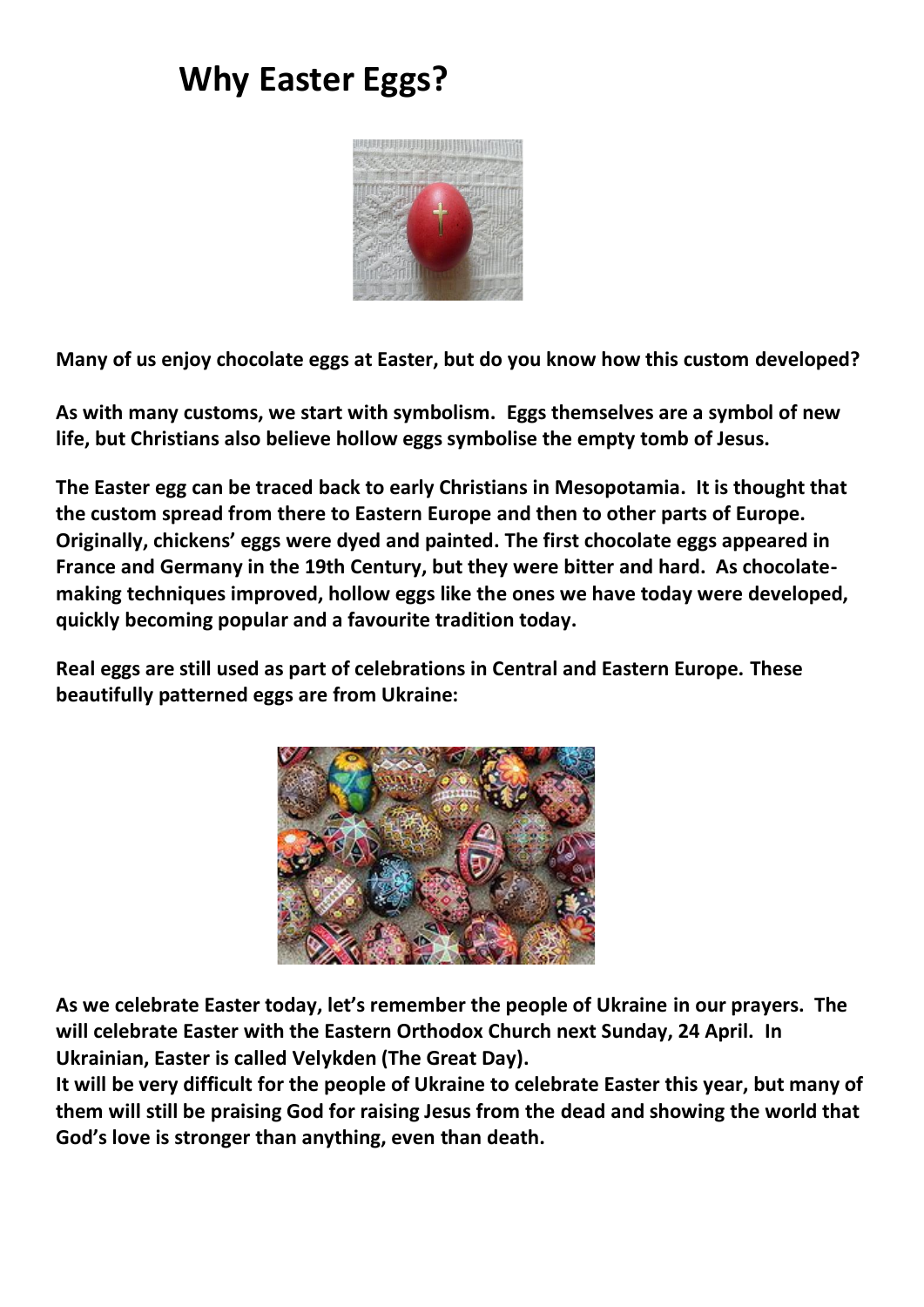# Why Easter Eggs?

**Many of us enjoy chocolate eggs at Easter, but do you know how this custom developed?**

**As with many customs, we start with symbolism. Eggs themselves are a symbol of new life, but Christians also believe hollow eggs symbolise the empty tomb of Jesus.**

**The Easter egg can be traced back to early Christians in Mesopotamia. It is thought that the custom spread from there to Eastern Europe and then to other parts of Europe. Originally, chickens' eggs were dyed and painted. The first chocolate eggs appeared in France and Germany in the 19th Century, but they were bitter and hard. As chocolate-making techniques improved, hollow eggs like the ones we have today were developed, quickly becoming popular and a favourite tradition today.**

**Real eggs are still used as part of celebrations in Central and Eastern Europe. These beautifully patterned eggs are from Ukraine:**

**As we celebrate Easter today, let's remember the people of Ukraine in our prayers. The will celebrate Easter with the Eastern Orthodox Church next Sunday, 24 April. In Ukrainian, Easter is called Velykden (The Great Day).**
**It will be very difficult for the people of Ukraine to celebrate Easter this year, but many of them will still be praising God for raising Jesus from the dead and showing the world that God's love is stronger than anything, even than death.**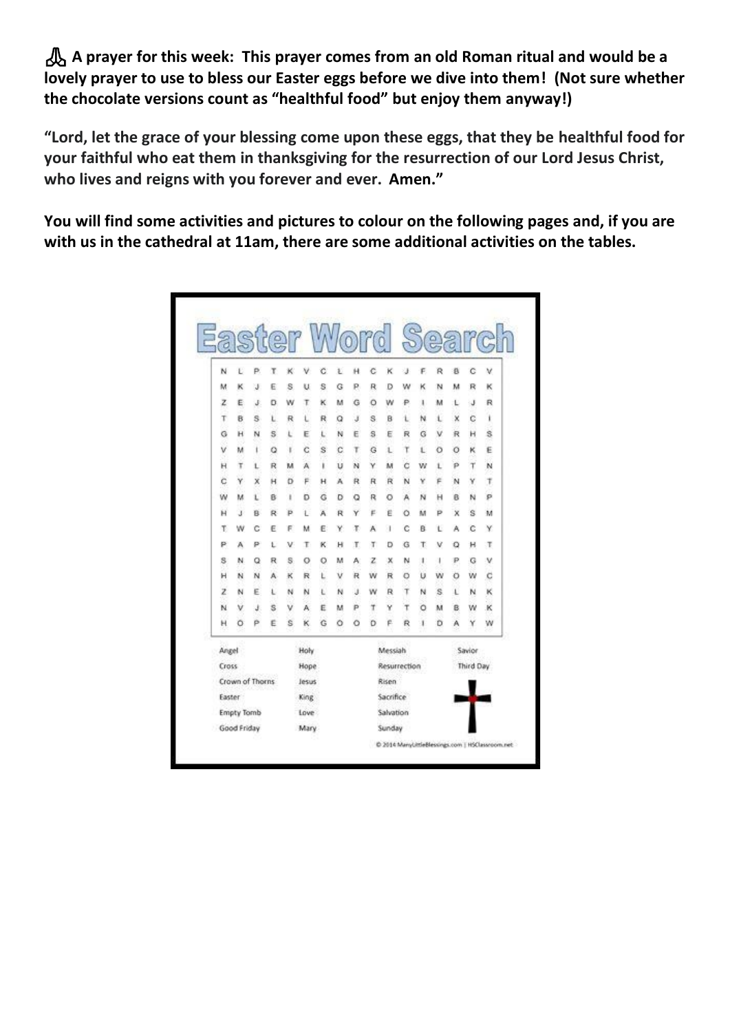🙏 **A prayer for this week: This prayer comes from an old Roman ritual and would be a lovely prayer to use to bless our Easter eggs before we dive into them! (Not sure whether the chocolate versions count as "healthful food" but enjoy them anyway!)**

**"Lord, let the grace of your blessing come upon these eggs, that they be healthful food for your faithful who eat them in thanksgiving for the resurrection of our Lord Jesus Christ, who lives and reigns with you forever and ever. Amen."**

**You will find some activities and pictures to colour on the following pages and, if you are with us in the cathedral at 11am, there are some additional activities on the tables.**

# Easter Word Search

```
N L P T K V C L H C K J F R B C V
M K J E S U S G P R D W K N M R K
Z E J D W T K M G O W P I M L J R
T B S L R L R Q J S B L N L X C I
G H N S L E L N E S E R G V R H S
V M I Q I C S C T G L T L O O K E
H T L R M A I U N Y M C W L P T N
C Y X H D F H A R R R N Y F N Y T
W M L B I D G D Q R O A N H B N P
H J B R P L A R Y F E O M P X S M
T W C E F M E Y T A I C B L A C Y
P A P L V T K H T T D G T V Q H T
S N Q R S O O M A Z X N I I P G V
H N N A K R L V R W R O U W O W C
Z N E L N N L N J W R T N S L N K
N V J S V A E M P T Y T O M B W K
H O P E S K G O O D F R I D A Y W
```

| | | | |
|---|---|---|---|
| Angel | Holy | Messiah | Savior |
| Cross | Hope | Resurrection | Third Day |
| Crown of Thorns | Jesus | Risen | |
| Easter | King | Sacrifice | |
| Empty Tomb | Love | Salvation | |
| Good Friday | Mary | Sunday | |

© 2014 ManyLittleBlessings.com | HSClassroom.net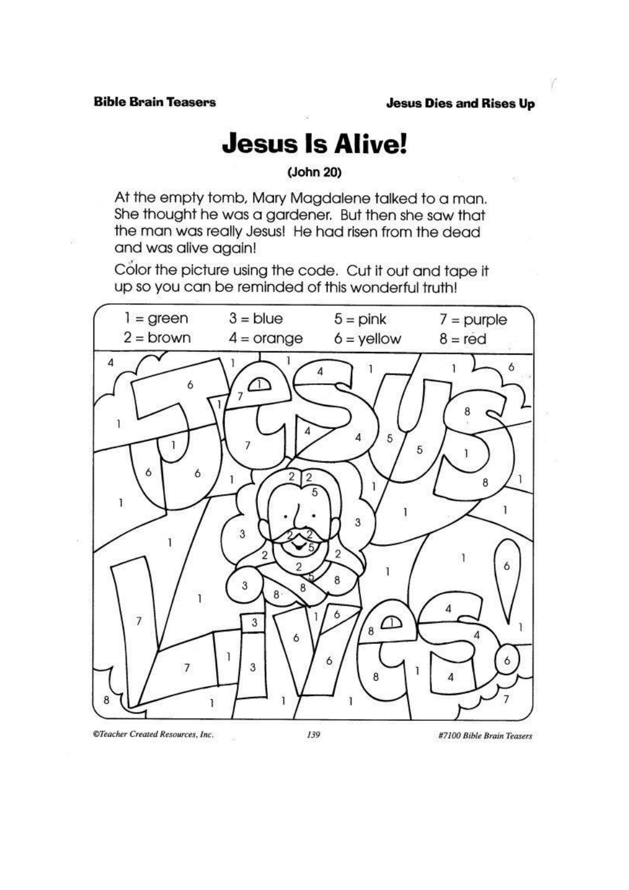# Jesus Is Alive!

**(John 20)**

At the empty tomb, Mary Magdalene talked to a man. She thought he was a gardener. But then she saw that the man was really Jesus! He had risen from the dead and was alive again!

Color the picture using the code. Cut it out and tape it up so you can be reminded of this wonderful truth!

| | | | |
|---|---|---|---|
| 1 = green | 3 = blue | 5 = pink | 7 = purple |
| 2 = brown | 4 = orange | 6 = yellow | 8 = red |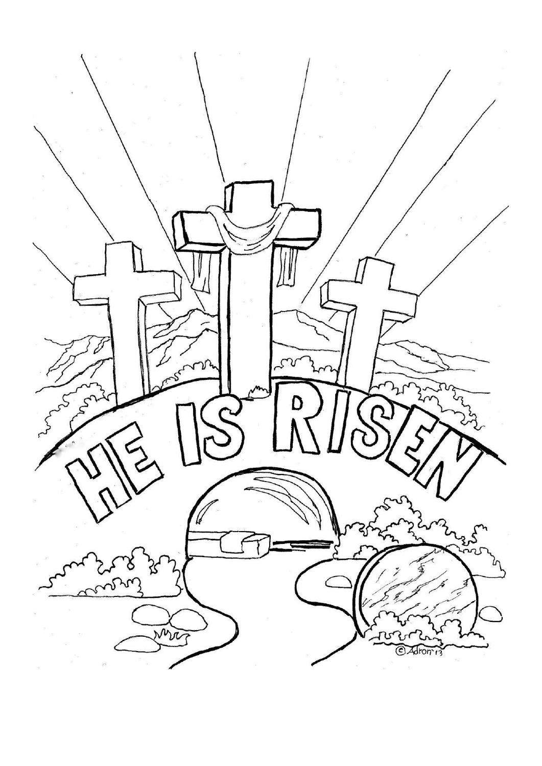HE IS RISEN

© Adron '13